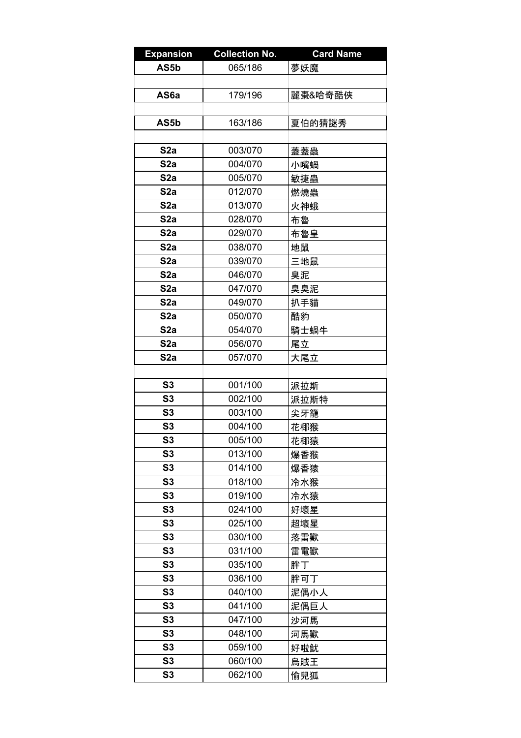| Expansion | Collection No. | Card Name |
|---|---|---|
| AS5b | 065/186 | 夢妖魔 |
| | | |
| AS6a | 179/196 | 麗棗&哈奇酷俠 |
| | | |
| AS5b | 163/186 | 夏伯的猜謎秀 |
| | | |
| S2a | 003/070 | 蓋蓋蟲 |
| S2a | 004/070 | 小嘴蝸 |
| S2a | 005/070 | 敏捷蟲 |
| S2a | 012/070 | 燃燒蟲 |
| S2a | 013/070 | 火神蛾 |
| S2a | 028/070 | 布魯 |
| S2a | 029/070 | 布魯皇 |
| S2a | 038/070 | 地鼠 |
| S2a | 039/070 | 三地鼠 |
| S2a | 046/070 | 臭泥 |
| S2a | 047/070 | 臭臭泥 |
| S2a | 049/070 | 扒手貓 |
| S2a | 050/070 | 酷豹 |
| S2a | 054/070 | 騎士蝸牛 |
| S2a | 056/070 | 尾立 |
| S2a | 057/070 | 大尾立 |
| | | |
| S3 | 001/100 | 派拉斯 |
| S3 | 002/100 | 派拉斯特 |
| S3 | 003/100 | 尖牙籠 |
| S3 | 004/100 | 花椰猴 |
| S3 | 005/100 | 花椰猿 |
| S3 | 013/100 | 爆香猴 |
| S3 | 014/100 | 爆香猿 |
| S3 | 018/100 | 冷水猴 |
| S3 | 019/100 | 冷水猿 |
| S3 | 024/100 | 好壞星 |
| S3 | 025/100 | 超壞星 |
| S3 | 030/100 | 落雷獸 |
| S3 | 031/100 | 雷電獸 |
| S3 | 035/100 | 胖丁 |
| S3 | 036/100 | 胖可丁 |
| S3 | 040/100 | 泥偶小人 |
| S3 | 041/100 | 泥偶巨人 |
| S3 | 047/100 | 沙河馬 |
| S3 | 048/100 | 河馬獸 |
| S3 | 059/100 | 好啦魷 |
| S3 | 060/100 | 烏賊王 |
| S3 | 062/100 | 偷兒狐 |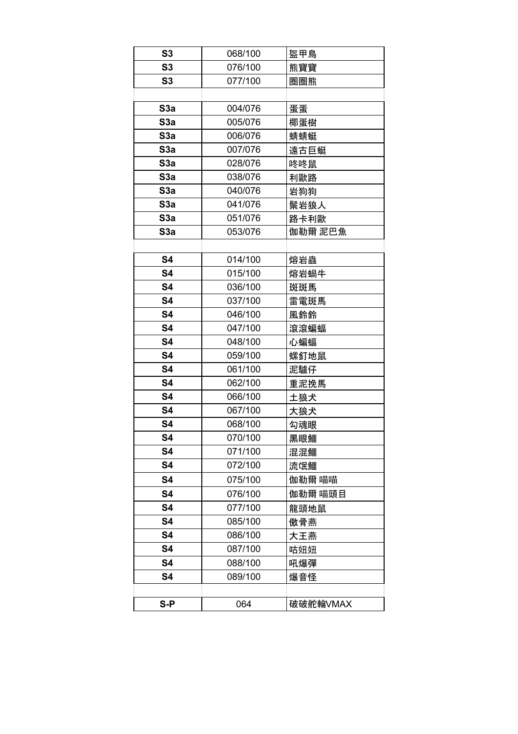| | | |
|---|---|---|
| **S3** | 068/100 | 盔甲鳥 |
| **S3** | 076/100 | 熊寶寶 |
| **S3** | 077/100 | 圈圈熊 |
| | | |
| **S3a** | 004/076 | 蛋蛋 |
| **S3a** | 005/076 | 椰蛋樹 |
| **S3a** | 006/076 | 蜻蜻蜓 |
| **S3a** | 007/076 | 遠古巨蜓 |
| **S3a** | 028/076 | 咚咚鼠 |
| **S3a** | 038/076 | 利歐路 |
| **S3a** | 040/076 | 岩狗狗 |
| **S3a** | 041/076 | 鬃岩狼人 |
| **S3a** | 051/076 | 路卡利歐 |
| **S3a** | 053/076 | 伽勒爾 泥巴魚 |
| | | |
| **S4** | 014/100 | 熔岩蟲 |
| **S4** | 015/100 | 熔岩蝸牛 |
| **S4** | 036/100 | 斑斑馬 |
| **S4** | 037/100 | 雷電斑馬 |
| **S4** | 046/100 | 風鈴鈴 |
| **S4** | 047/100 | 滾滾蝙蝠 |
| **S4** | 048/100 | 心蝙蝠 |
| **S4** | 059/100 | 螺釘地鼠 |
| **S4** | 061/100 | 泥驢仔 |
| **S4** | 062/100 | 重泥挽馬 |
| **S4** | 066/100 | 土狼犬 |
| **S4** | 067/100 | 大狼犬 |
| **S4** | 068/100 | 勾魂眼 |
| **S4** | 070/100 | 黑眼鱷 |
| **S4** | 071/100 | 混混鱷 |
| **S4** | 072/100 | 流氓鱷 |
| **S4** | 075/100 | 伽勒爾 喵喵 |
| **S4** | 076/100 | 伽勒爾 喵頭目 |
| **S4** | 077/100 | 龍頭地鼠 |
| **S4** | 085/100 | 傲骨燕 |
| **S4** | 086/100 | 大王燕 |
| **S4** | 087/100 | 咕妞妞 |
| **S4** | 088/100 | 吼爆彈 |
| **S4** | 089/100 | 爆音怪 |
| | | |
| **S-P** | 064 | 破破舵輪VMAX |